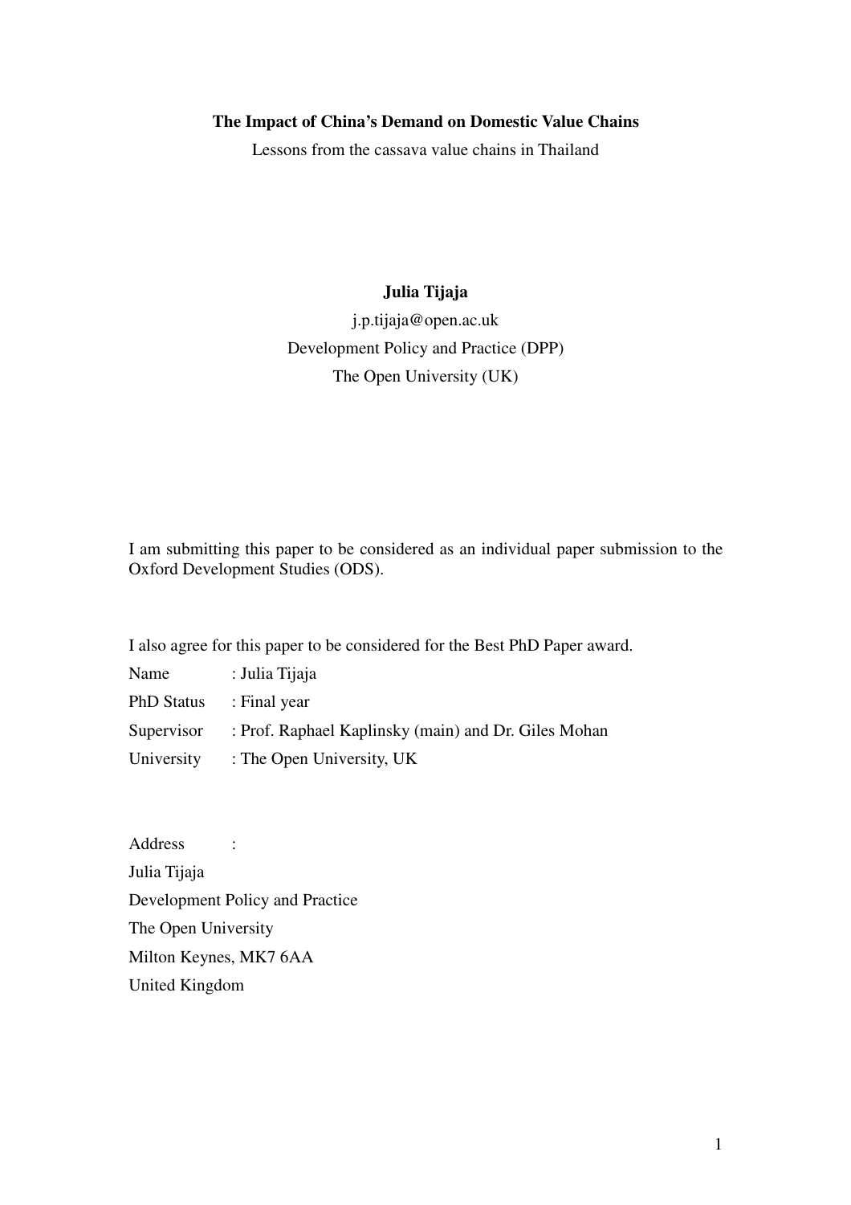**The Impact of China's Demand on Domestic Value Chains**

Lessons from the cassava value chains in Thailand

**Julia Tijaja**

j.p.tijaja@open.ac.uk

Development Policy and Practice (DPP)

The Open University (UK)

I am submitting this paper to be considered as an individual paper submission to the Oxford Development Studies (ODS).

I also agree for this paper to be considered for the Best PhD Paper award.

Name : Julia Tijaja

PhD Status : Final year

Supervisor : Prof. Raphael Kaplinsky (main) and Dr. Giles Mohan

University : The Open University, UK

Address :

Julia Tijaja

Development Policy and Practice

The Open University

Milton Keynes, MK7 6AA

United Kingdom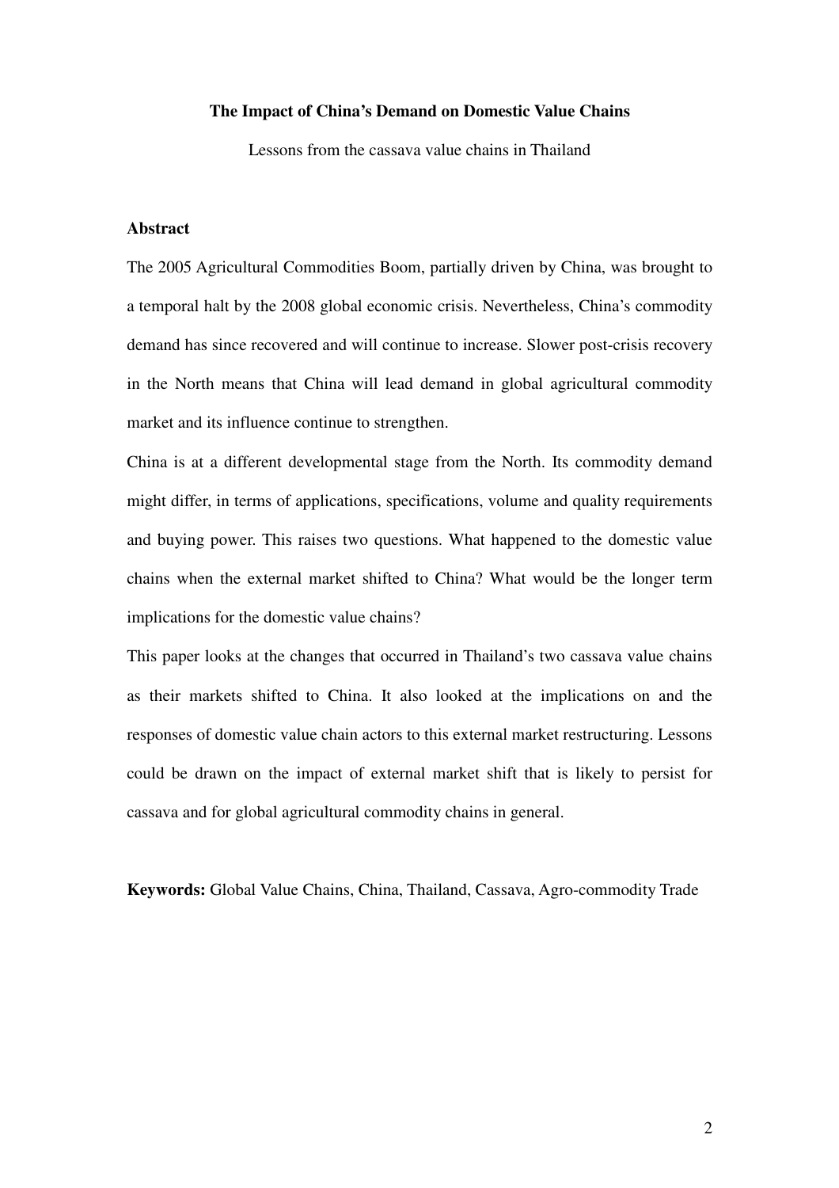**The Impact of China's Demand on Domestic Value Chains**

Lessons from the cassava value chains in Thailand

## Abstract

The 2005 Agricultural Commodities Boom, partially driven by China, was brought to a temporal halt by the 2008 global economic crisis. Nevertheless, China's commodity demand has since recovered and will continue to increase. Slower post-crisis recovery in the North means that China will lead demand in global agricultural commodity market and its influence continue to strengthen.

China is at a different developmental stage from the North. Its commodity demand might differ, in terms of applications, specifications, volume and quality requirements and buying power. This raises two questions. What happened to the domestic value chains when the external market shifted to China? What would be the longer term implications for the domestic value chains?

This paper looks at the changes that occurred in Thailand's two cassava value chains as their markets shifted to China. It also looked at the implications on and the responses of domestic value chain actors to this external market restructuring. Lessons could be drawn on the impact of external market shift that is likely to persist for cassava and for global agricultural commodity chains in general.

**Keywords:** Global Value Chains, China, Thailand, Cassava, Agro-commodity Trade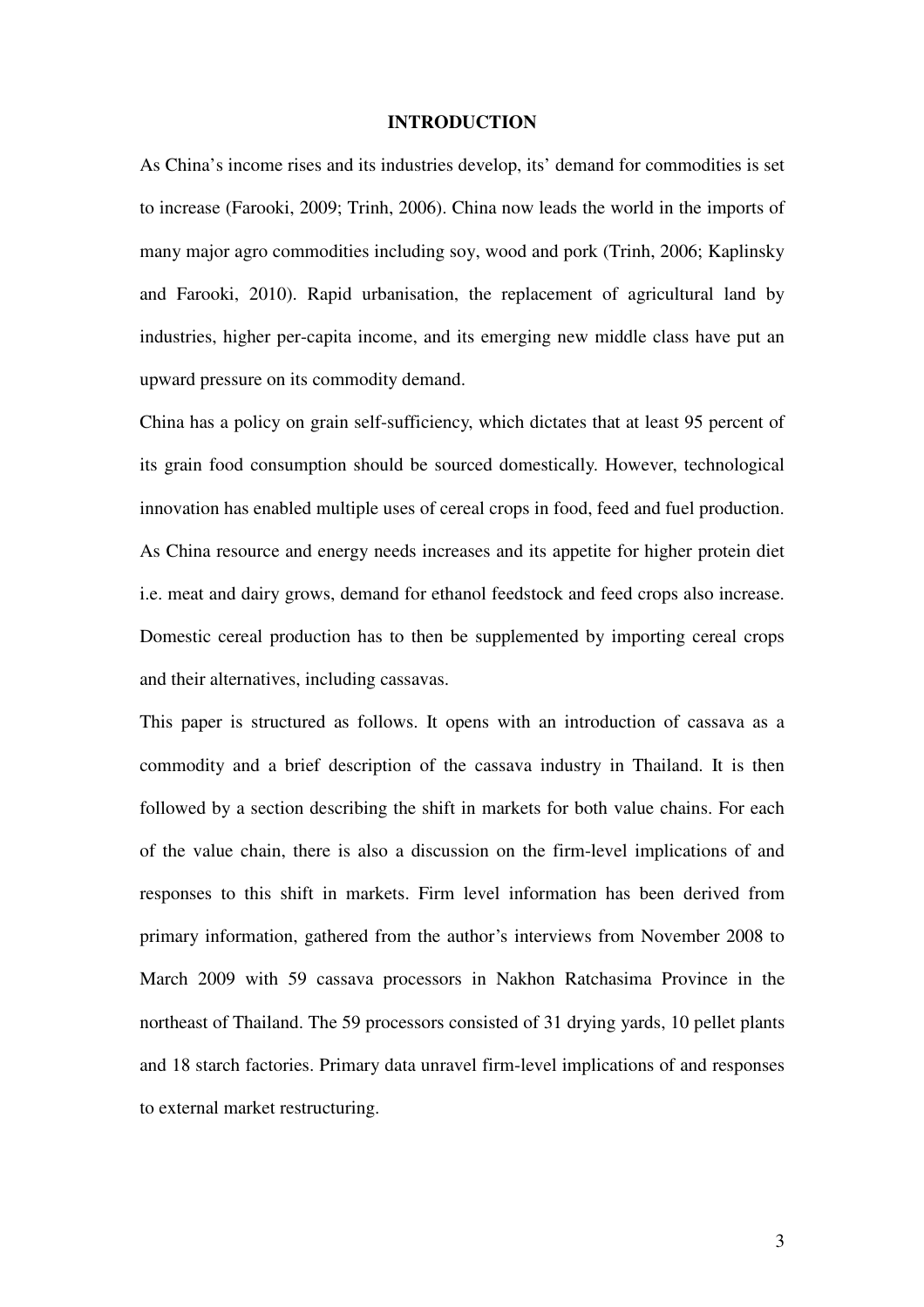## INTRODUCTION

As China's income rises and its industries develop, its' demand for commodities is set to increase (Farooki, 2009; Trinh, 2006). China now leads the world in the imports of many major agro commodities including soy, wood and pork (Trinh, 2006; Kaplinsky and Farooki, 2010). Rapid urbanisation, the replacement of agricultural land by industries, higher per-capita income, and its emerging new middle class have put an upward pressure on its commodity demand.

China has a policy on grain self-sufficiency, which dictates that at least 95 percent of its grain food consumption should be sourced domestically. However, technological innovation has enabled multiple uses of cereal crops in food, feed and fuel production. As China resource and energy needs increases and its appetite for higher protein diet i.e. meat and dairy grows, demand for ethanol feedstock and feed crops also increase. Domestic cereal production has to then be supplemented by importing cereal crops and their alternatives, including cassavas.

This paper is structured as follows. It opens with an introduction of cassava as a commodity and a brief description of the cassava industry in Thailand. It is then followed by a section describing the shift in markets for both value chains. For each of the value chain, there is also a discussion on the firm-level implications of and responses to this shift in markets. Firm level information has been derived from primary information, gathered from the author's interviews from November 2008 to March 2009 with 59 cassava processors in Nakhon Ratchasima Province in the northeast of Thailand. The 59 processors consisted of 31 drying yards, 10 pellet plants and 18 starch factories. Primary data unravel firm-level implications of and responses to external market restructuring.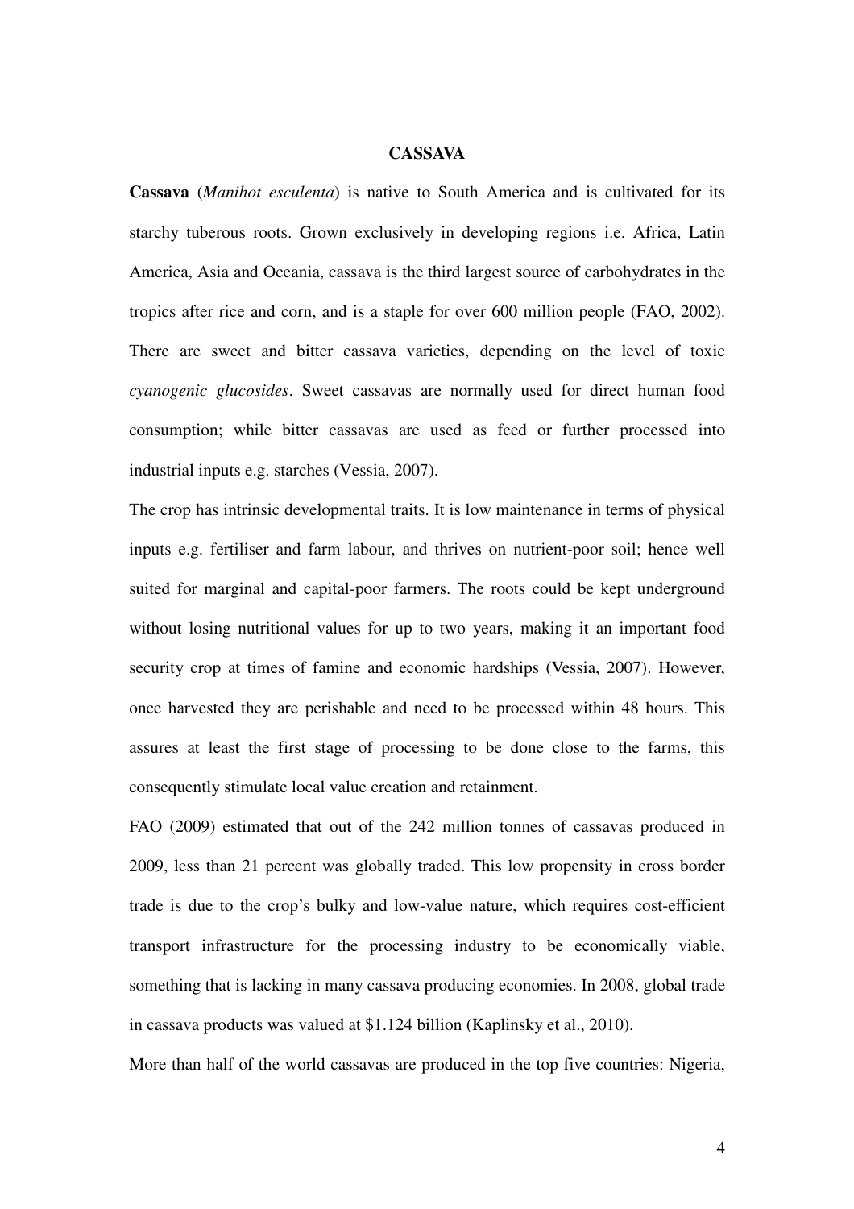# CASSAVA

**Cassava** (*Manihot esculenta*) is native to South America and is cultivated for its starchy tuberous roots. Grown exclusively in developing regions i.e. Africa, Latin America, Asia and Oceania, cassava is the third largest source of carbohydrates in the tropics after rice and corn, and is a staple for over 600 million people (FAO, 2002). There are sweet and bitter cassava varieties, depending on the level of toxic *cyanogenic glucosides*. Sweet cassavas are normally used for direct human food consumption; while bitter cassavas are used as feed or further processed into industrial inputs e.g. starches (Vessia, 2007).

The crop has intrinsic developmental traits. It is low maintenance in terms of physical inputs e.g. fertiliser and farm labour, and thrives on nutrient-poor soil; hence well suited for marginal and capital-poor farmers. The roots could be kept underground without losing nutritional values for up to two years, making it an important food security crop at times of famine and economic hardships (Vessia, 2007). However, once harvested they are perishable and need to be processed within 48 hours. This assures at least the first stage of processing to be done close to the farms, this consequently stimulate local value creation and retainment.

FAO (2009) estimated that out of the 242 million tonnes of cassavas produced in 2009, less than 21 percent was globally traded. This low propensity in cross border trade is due to the crop's bulky and low-value nature, which requires cost-efficient transport infrastructure for the processing industry to be economically viable, something that is lacking in many cassava producing economies. In 2008, global trade in cassava products was valued at $1.124 billion (Kaplinsky et al., 2010).

More than half of the world cassavas are produced in the top five countries: Nigeria,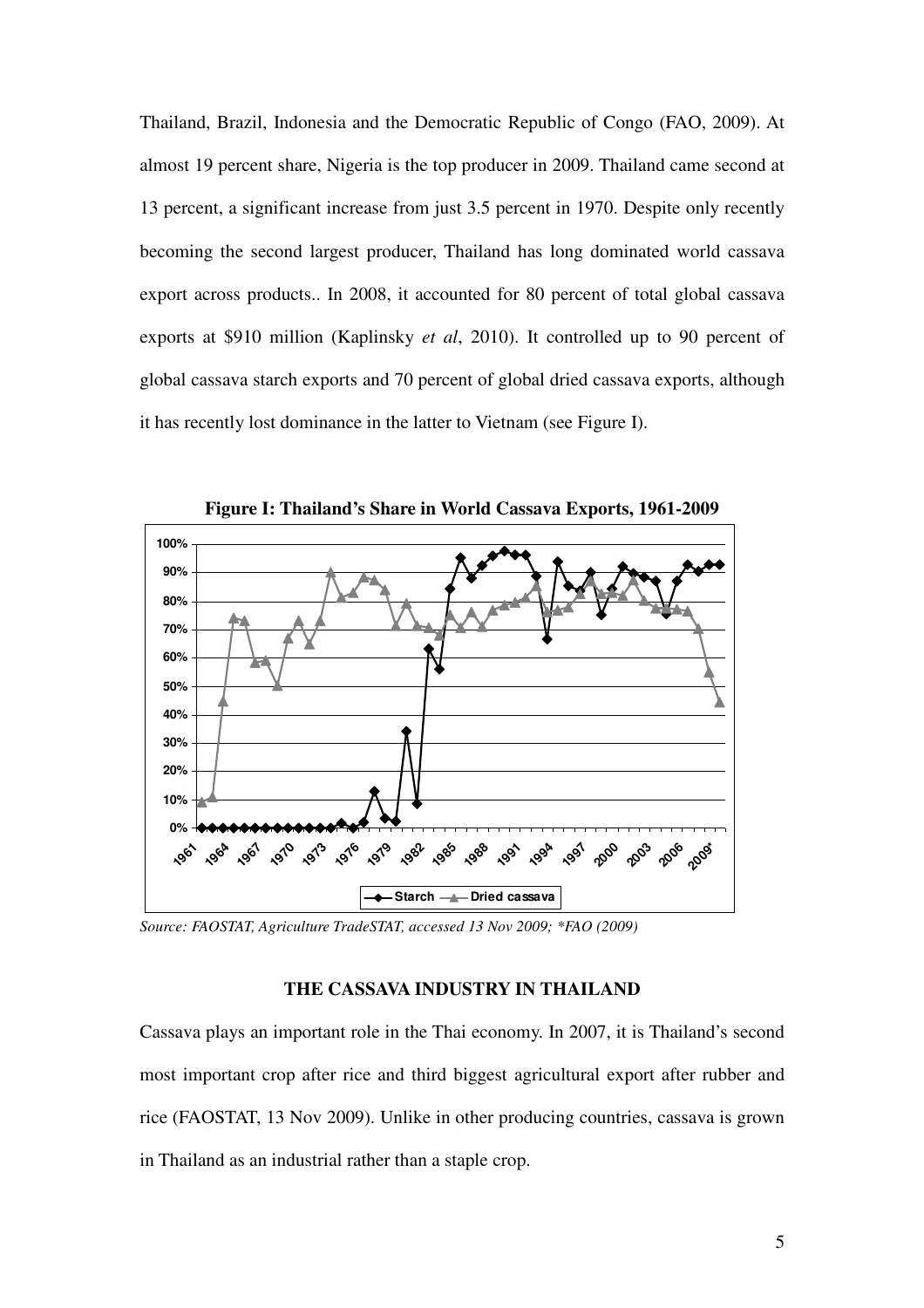Thailand, Brazil, Indonesia and the Democratic Republic of Congo (FAO, 2009). At almost 19 percent share, Nigeria is the top producer in 2009. Thailand came second at 13 percent, a significant increase from just 3.5 percent in 1970. Despite only recently becoming the second largest producer, Thailand has long dominated world cassava export across products.. In 2008, it accounted for 80 percent of total global cassava exports at $910 million (Kaplinsky *et al*, 2010). It controlled up to 90 percent of global cassava starch exports and 70 percent of global dried cassava exports, although it has recently lost dominance in the latter to Vietnam (see Figure I).

**Figure I: Thailand's Share in World Cassava Exports, 1961-2009**

*Source: FAOSTAT, Agriculture TradeSTAT, accessed 13 Nov 2009; \*FAO (2009)*

## THE CASSAVA INDUSTRY IN THAILAND

Cassava plays an important role in the Thai economy. In 2007, it is Thailand's second most important crop after rice and third biggest agricultural export after rubber and rice (FAOSTAT, 13 Nov 2009). Unlike in other producing countries, cassava is grown in Thailand as an industrial rather than a staple crop.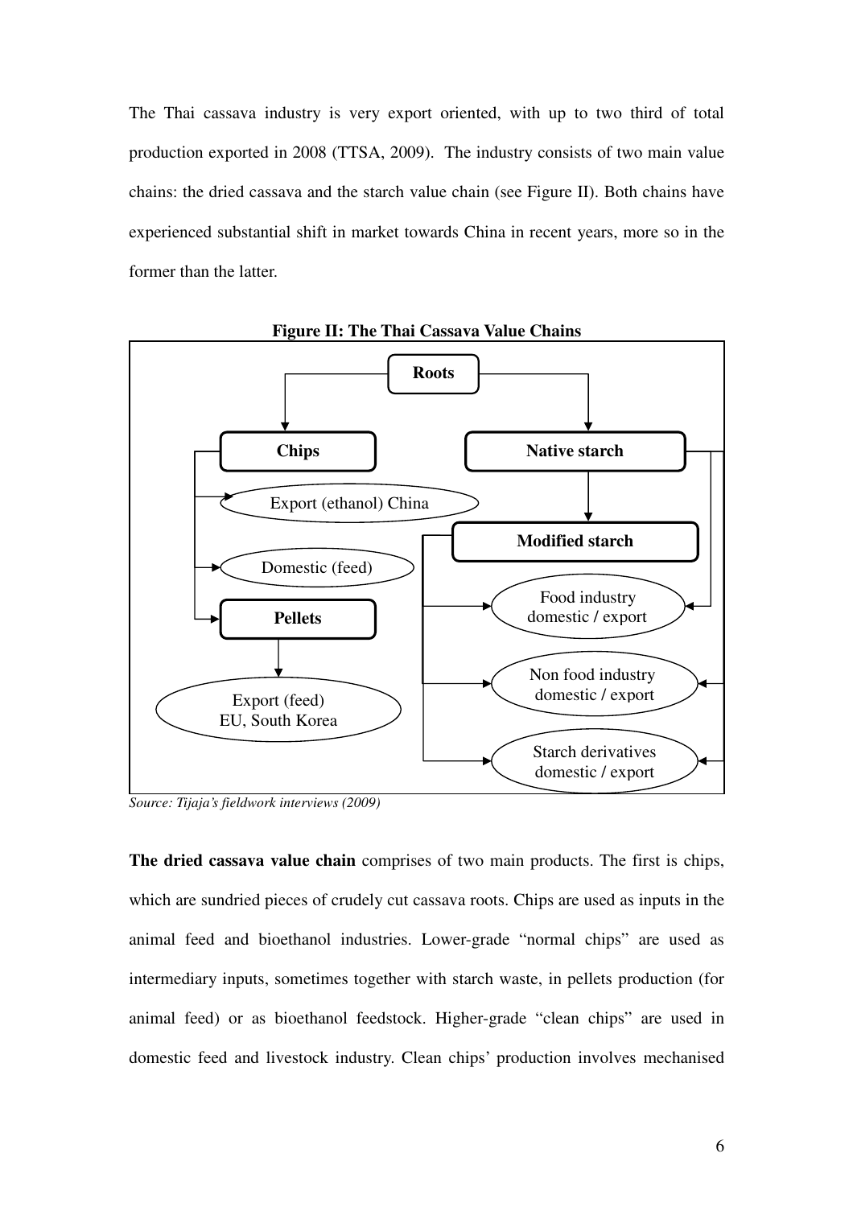The Thai cassava industry is very export oriented, with up to two third of total production exported in 2008 (TTSA, 2009). The industry consists of two main value chains: the dried cassava and the starch value chain (see Figure II). Both chains have experienced substantial shift in market towards China in recent years, more so in the former than the latter.

**Figure II: The Thai Cassava Value Chains**

*Source: Tijaja's fieldwork interviews (2009)*

**The dried cassava value chain** comprises of two main products. The first is chips, which are sundried pieces of crudely cut cassava roots. Chips are used as inputs in the animal feed and bioethanol industries. Lower-grade "normal chips" are used as intermediary inputs, sometimes together with starch waste, in pellets production (for animal feed) or as bioethanol feedstock. Higher-grade "clean chips" are used in domestic feed and livestock industry. Clean chips' production involves mechanised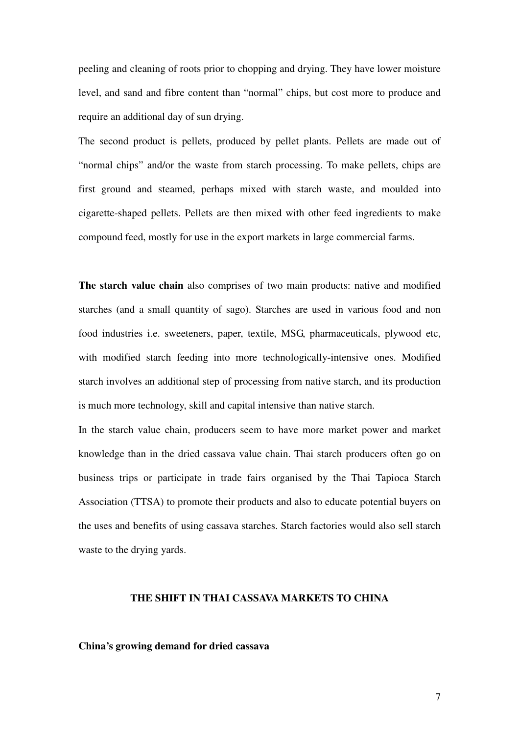peeling and cleaning of roots prior to chopping and drying. They have lower moisture level, and sand and fibre content than "normal" chips, but cost more to produce and require an additional day of sun drying.

The second product is pellets, produced by pellet plants. Pellets are made out of "normal chips" and/or the waste from starch processing. To make pellets, chips are first ground and steamed, perhaps mixed with starch waste, and moulded into cigarette-shaped pellets. Pellets are then mixed with other feed ingredients to make compound feed, mostly for use in the export markets in large commercial farms.

**The starch value chain** also comprises of two main products: native and modified starches (and a small quantity of sago). Starches are used in various food and non food industries i.e. sweeteners, paper, textile, MSG, pharmaceuticals, plywood etc, with modified starch feeding into more technologically-intensive ones. Modified starch involves an additional step of processing from native starch, and its production is much more technology, skill and capital intensive than native starch.

In the starch value chain, producers seem to have more market power and market knowledge than in the dried cassava value chain. Thai starch producers often go on business trips or participate in trade fairs organised by the Thai Tapioca Starch Association (TTSA) to promote their products and also to educate potential buyers on the uses and benefits of using cassava starches. Starch factories would also sell starch waste to the drying yards.

## THE SHIFT IN THAI CASSAVA MARKETS TO CHINA

### China's growing demand for dried cassava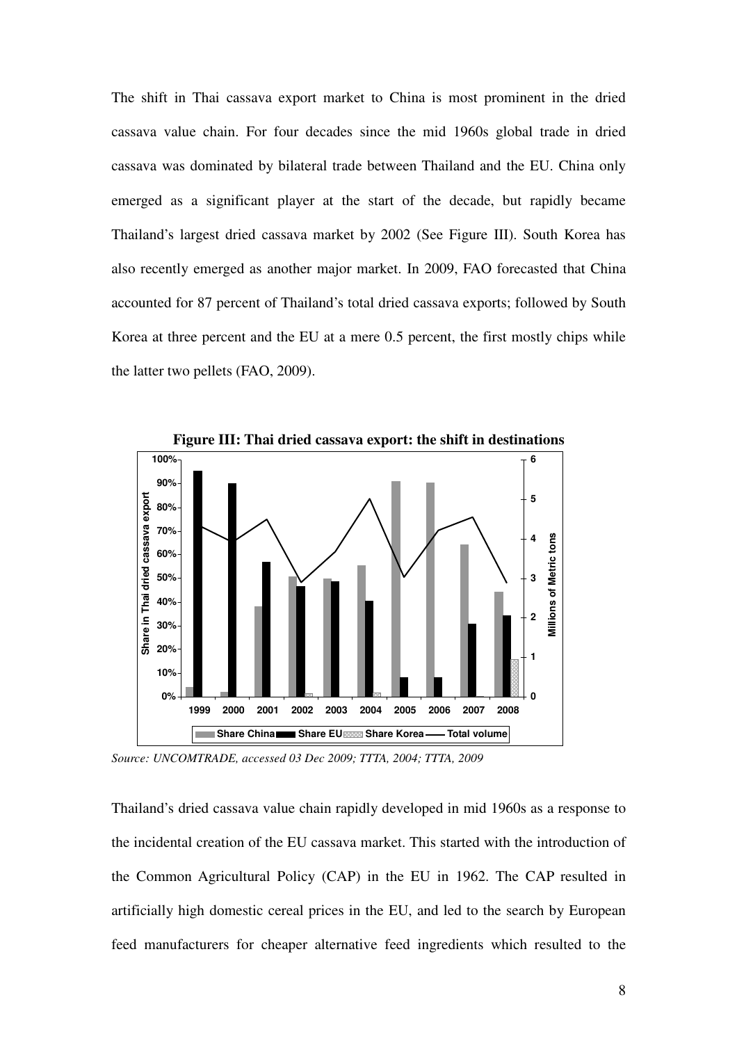The shift in Thai cassava export market to China is most prominent in the dried cassava value chain. For four decades since the mid 1960s global trade in dried cassava was dominated by bilateral trade between Thailand and the EU. China only emerged as a significant player at the start of the decade, but rapidly became Thailand's largest dried cassava market by 2002 (See Figure III). South Korea has also recently emerged as another major market. In 2009, FAO forecasted that China accounted for 87 percent of Thailand's total dried cassava exports; followed by South Korea at three percent and the EU at a mere 0.5 percent, the first mostly chips while the latter two pellets (FAO, 2009).

**Figure III: Thai dried cassava export: the shift in destinations**

*Source: UNCOMTRADE, accessed 03 Dec 2009; TTTA, 2004; TTTA, 2009*

Thailand's dried cassava value chain rapidly developed in mid 1960s as a response to the incidental creation of the EU cassava market. This started with the introduction of the Common Agricultural Policy (CAP) in the EU in 1962. The CAP resulted in artificially high domestic cereal prices in the EU, and led to the search by European feed manufacturers for cheaper alternative feed ingredients which resulted to the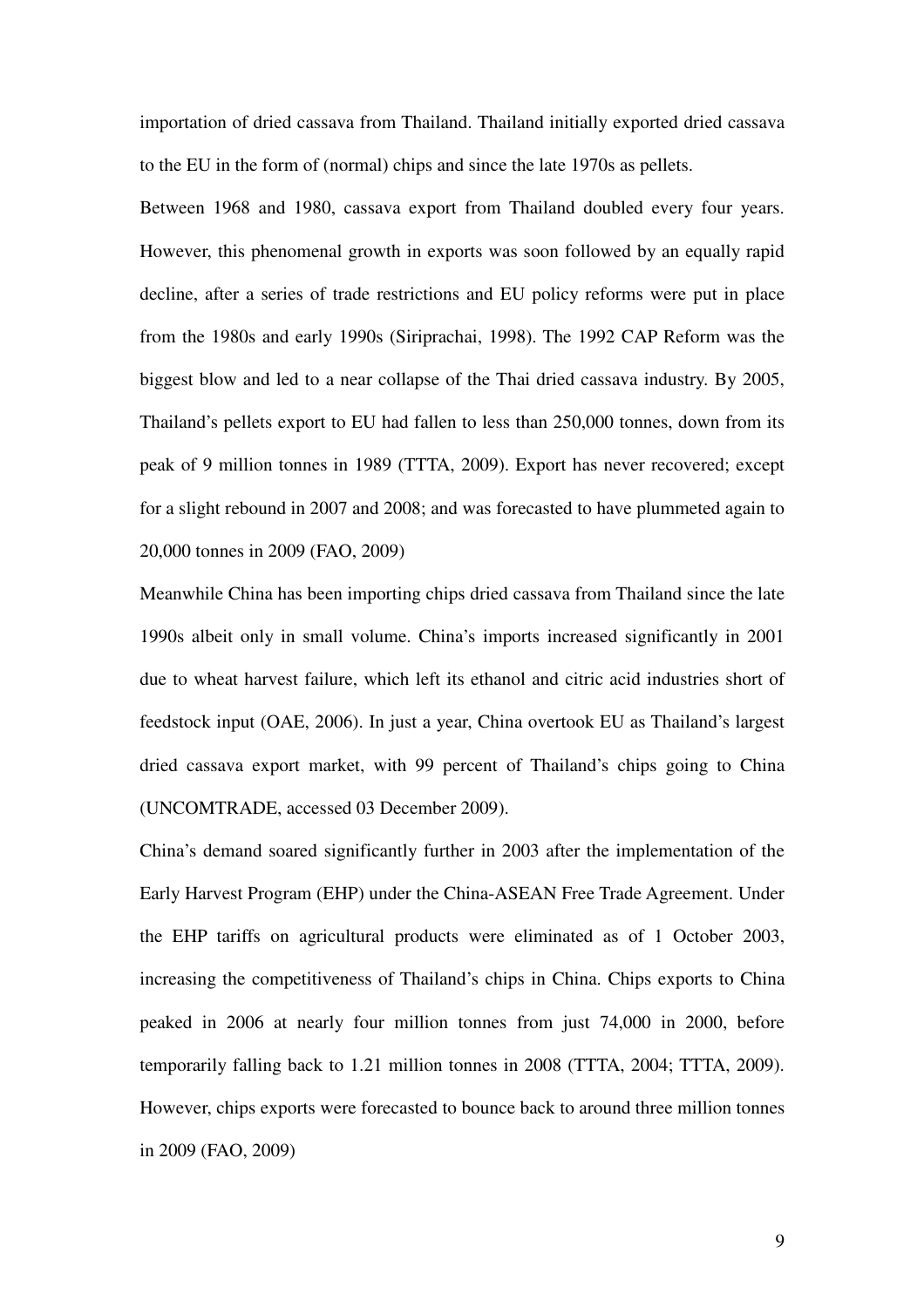importation of dried cassava from Thailand. Thailand initially exported dried cassava to the EU in the form of (normal) chips and since the late 1970s as pellets.

Between 1968 and 1980, cassava export from Thailand doubled every four years. However, this phenomenal growth in exports was soon followed by an equally rapid decline, after a series of trade restrictions and EU policy reforms were put in place from the 1980s and early 1990s (Siriprachai, 1998). The 1992 CAP Reform was the biggest blow and led to a near collapse of the Thai dried cassava industry. By 2005, Thailand's pellets export to EU had fallen to less than 250,000 tonnes, down from its peak of 9 million tonnes in 1989 (TTTA, 2009). Export has never recovered; except for a slight rebound in 2007 and 2008; and was forecasted to have plummeted again to 20,000 tonnes in 2009 (FAO, 2009)

Meanwhile China has been importing chips dried cassava from Thailand since the late 1990s albeit only in small volume. China's imports increased significantly in 2001 due to wheat harvest failure, which left its ethanol and citric acid industries short of feedstock input (OAE, 2006). In just a year, China overtook EU as Thailand's largest dried cassava export market, with 99 percent of Thailand's chips going to China (UNCOMTRADE, accessed 03 December 2009).

China's demand soared significantly further in 2003 after the implementation of the Early Harvest Program (EHP) under the China-ASEAN Free Trade Agreement. Under the EHP tariffs on agricultural products were eliminated as of 1 October 2003, increasing the competitiveness of Thailand's chips in China. Chips exports to China peaked in 2006 at nearly four million tonnes from just 74,000 in 2000, before temporarily falling back to 1.21 million tonnes in 2008 (TTTA, 2004; TTTA, 2009). However, chips exports were forecasted to bounce back to around three million tonnes in 2009 (FAO, 2009)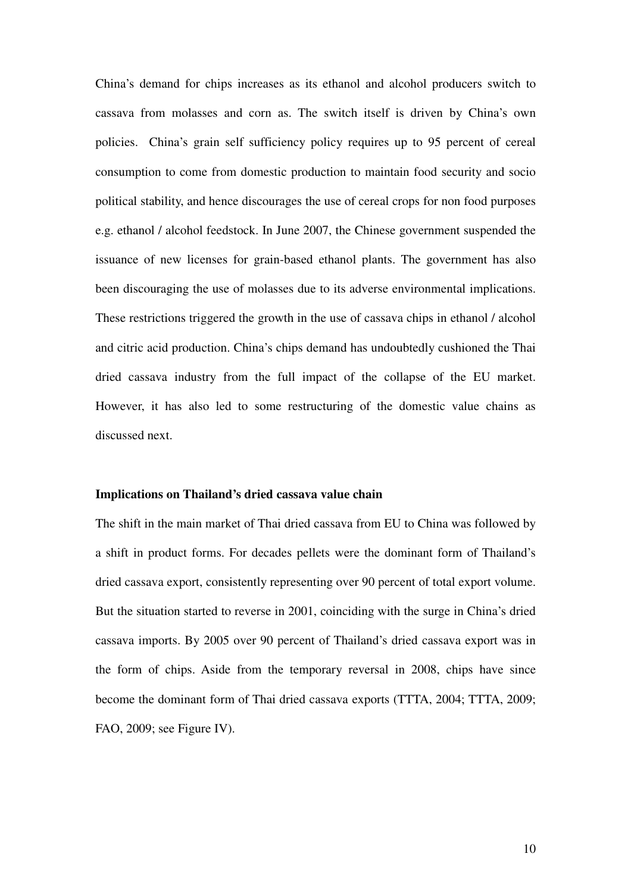China's demand for chips increases as its ethanol and alcohol producers switch to cassava from molasses and corn as. The switch itself is driven by China's own policies. China's grain self sufficiency policy requires up to 95 percent of cereal consumption to come from domestic production to maintain food security and socio political stability, and hence discourages the use of cereal crops for non food purposes e.g. ethanol / alcohol feedstock. In June 2007, the Chinese government suspended the issuance of new licenses for grain-based ethanol plants. The government has also been discouraging the use of molasses due to its adverse environmental implications. These restrictions triggered the growth in the use of cassava chips in ethanol / alcohol and citric acid production. China's chips demand has undoubtedly cushioned the Thai dried cassava industry from the full impact of the collapse of the EU market. However, it has also led to some restructuring of the domestic value chains as discussed next.

**Implications on Thailand's dried cassava value chain**

The shift in the main market of Thai dried cassava from EU to China was followed by a shift in product forms. For decades pellets were the dominant form of Thailand's dried cassava export, consistently representing over 90 percent of total export volume. But the situation started to reverse in 2001, coinciding with the surge in China's dried cassava imports. By 2005 over 90 percent of Thailand's dried cassava export was in the form of chips. Aside from the temporary reversal in 2008, chips have since become the dominant form of Thai dried cassava exports (TTTA, 2004; TTTA, 2009; FAO, 2009; see Figure IV).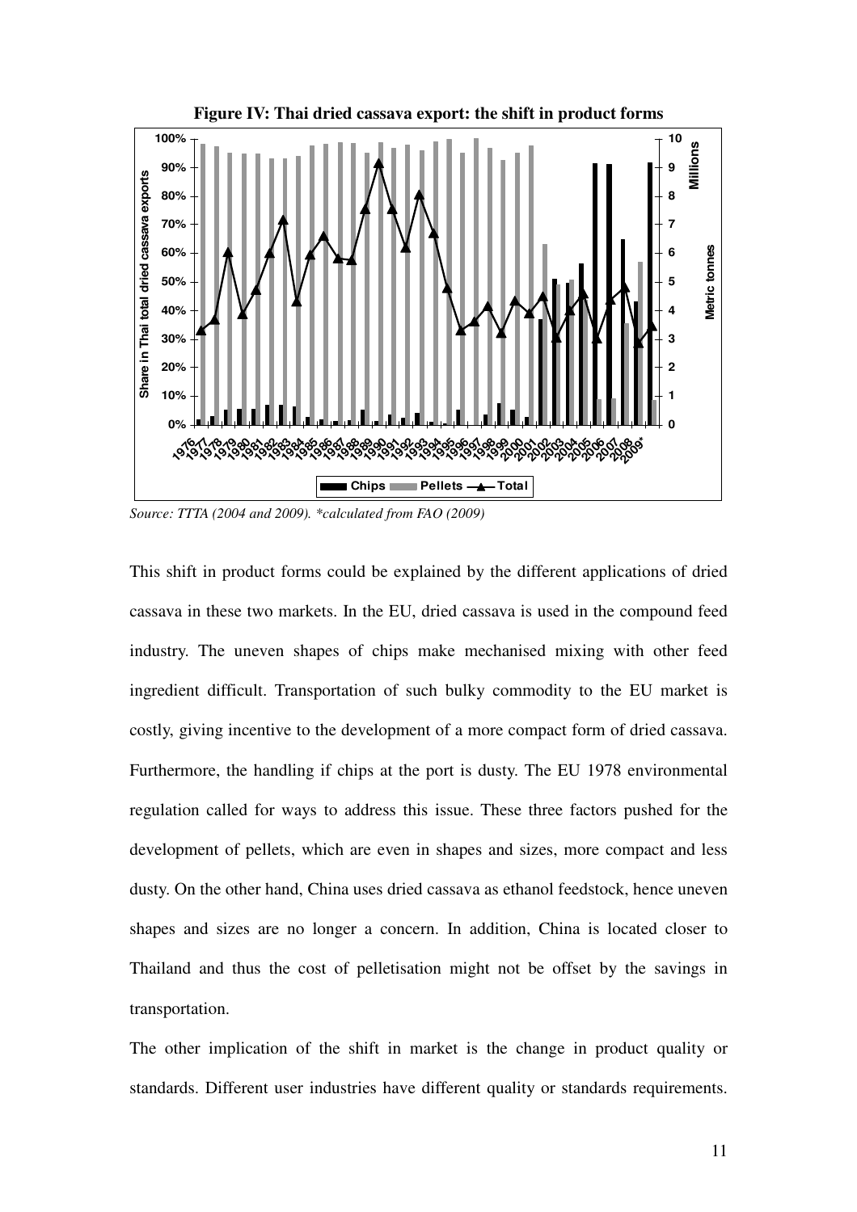**Figure IV: Thai dried cassava export: the shift in product forms**

*Source: TTTA (2004 and 2009). *calculated from FAO (2009)*

This shift in product forms could be explained by the different applications of dried cassava in these two markets. In the EU, dried cassava is used in the compound feed industry. The uneven shapes of chips make mechanised mixing with other feed ingredient difficult. Transportation of such bulky commodity to the EU market is costly, giving incentive to the development of a more compact form of dried cassava. Furthermore, the handling if chips at the port is dusty. The EU 1978 environmental regulation called for ways to address this issue. These three factors pushed for the development of pellets, which are even in shapes and sizes, more compact and less dusty. On the other hand, China uses dried cassava as ethanol feedstock, hence uneven shapes and sizes are no longer a concern. In addition, China is located closer to Thailand and thus the cost of pelletisation might not be offset by the savings in transportation.

The other implication of the shift in market is the change in product quality or standards. Different user industries have different quality or standards requirements.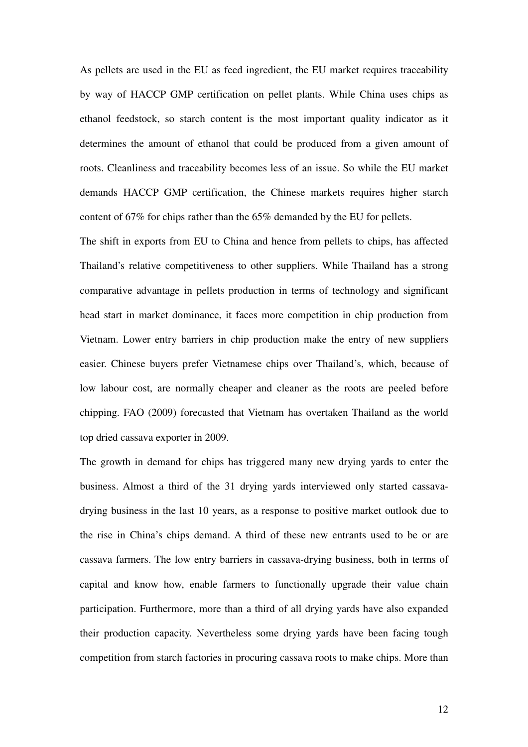As pellets are used in the EU as feed ingredient, the EU market requires traceability by way of HACCP GMP certification on pellet plants. While China uses chips as ethanol feedstock, so starch content is the most important quality indicator as it determines the amount of ethanol that could be produced from a given amount of roots. Cleanliness and traceability becomes less of an issue. So while the EU market demands HACCP GMP certification, the Chinese markets requires higher starch content of 67% for chips rather than the 65% demanded by the EU for pellets.

The shift in exports from EU to China and hence from pellets to chips, has affected Thailand's relative competitiveness to other suppliers. While Thailand has a strong comparative advantage in pellets production in terms of technology and significant head start in market dominance, it faces more competition in chip production from Vietnam. Lower entry barriers in chip production make the entry of new suppliers easier. Chinese buyers prefer Vietnamese chips over Thailand's, which, because of low labour cost, are normally cheaper and cleaner as the roots are peeled before chipping. FAO (2009) forecasted that Vietnam has overtaken Thailand as the world top dried cassava exporter in 2009.

The growth in demand for chips has triggered many new drying yards to enter the business. Almost a third of the 31 drying yards interviewed only started cassava-drying business in the last 10 years, as a response to positive market outlook due to the rise in China's chips demand. A third of these new entrants used to be or are cassava farmers. The low entry barriers in cassava-drying business, both in terms of capital and know how, enable farmers to functionally upgrade their value chain participation. Furthermore, more than a third of all drying yards have also expanded their production capacity. Nevertheless some drying yards have been facing tough competition from starch factories in procuring cassava roots to make chips. More than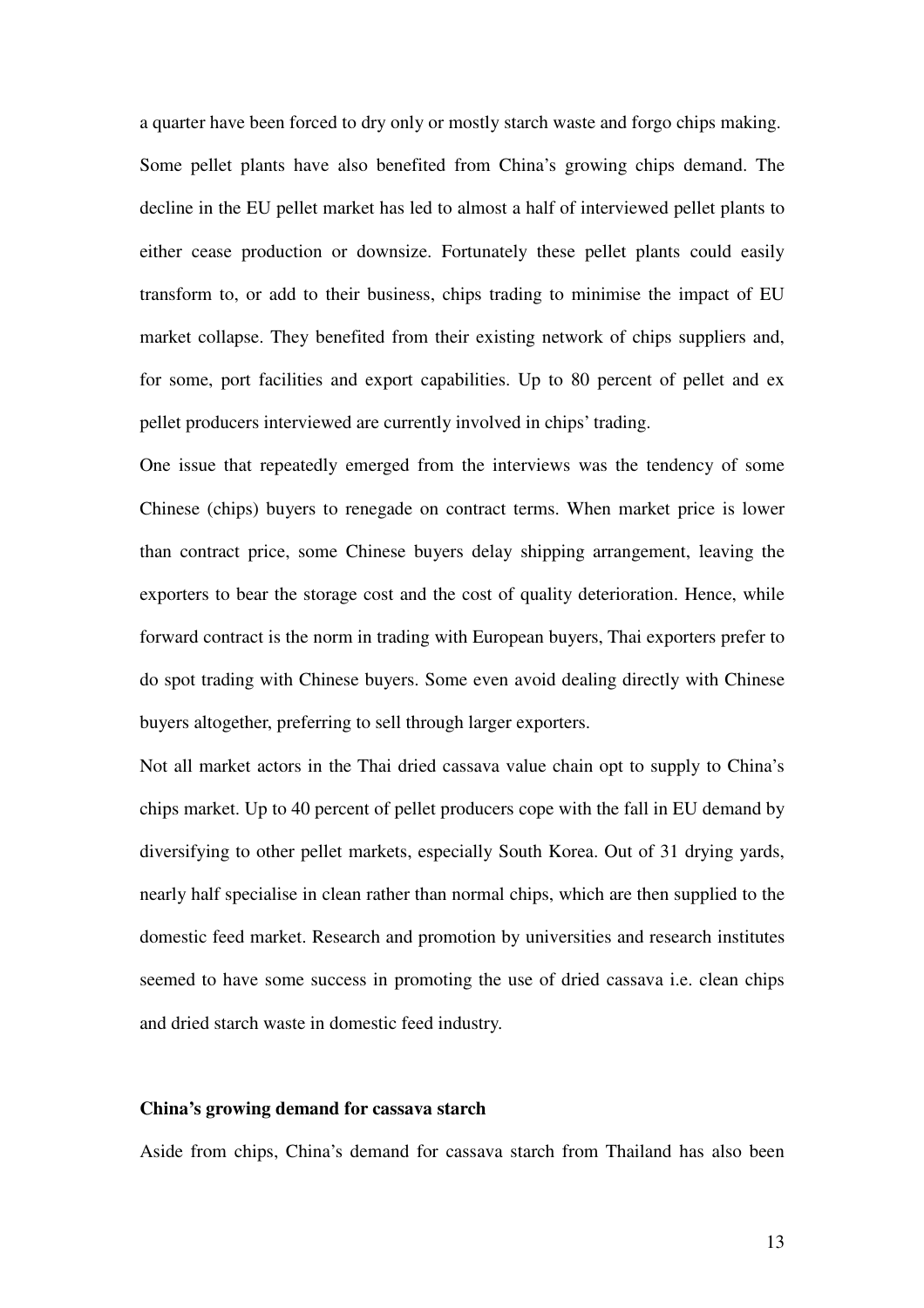a quarter have been forced to dry only or mostly starch waste and forgo chips making. Some pellet plants have also benefited from China's growing chips demand. The decline in the EU pellet market has led to almost a half of interviewed pellet plants to either cease production or downsize. Fortunately these pellet plants could easily transform to, or add to their business, chips trading to minimise the impact of EU market collapse. They benefited from their existing network of chips suppliers and, for some, port facilities and export capabilities. Up to 80 percent of pellet and ex pellet producers interviewed are currently involved in chips' trading.

One issue that repeatedly emerged from the interviews was the tendency of some Chinese (chips) buyers to renegade on contract terms. When market price is lower than contract price, some Chinese buyers delay shipping arrangement, leaving the exporters to bear the storage cost and the cost of quality deterioration. Hence, while forward contract is the norm in trading with European buyers, Thai exporters prefer to do spot trading with Chinese buyers. Some even avoid dealing directly with Chinese buyers altogether, preferring to sell through larger exporters.

Not all market actors in the Thai dried cassava value chain opt to supply to China's chips market. Up to 40 percent of pellet producers cope with the fall in EU demand by diversifying to other pellet markets, especially South Korea. Out of 31 drying yards, nearly half specialise in clean rather than normal chips, which are then supplied to the domestic feed market. Research and promotion by universities and research institutes seemed to have some success in promoting the use of dried cassava i.e. clean chips and dried starch waste in domestic feed industry.

**China's growing demand for cassava starch**

Aside from chips, China's demand for cassava starch from Thailand has also been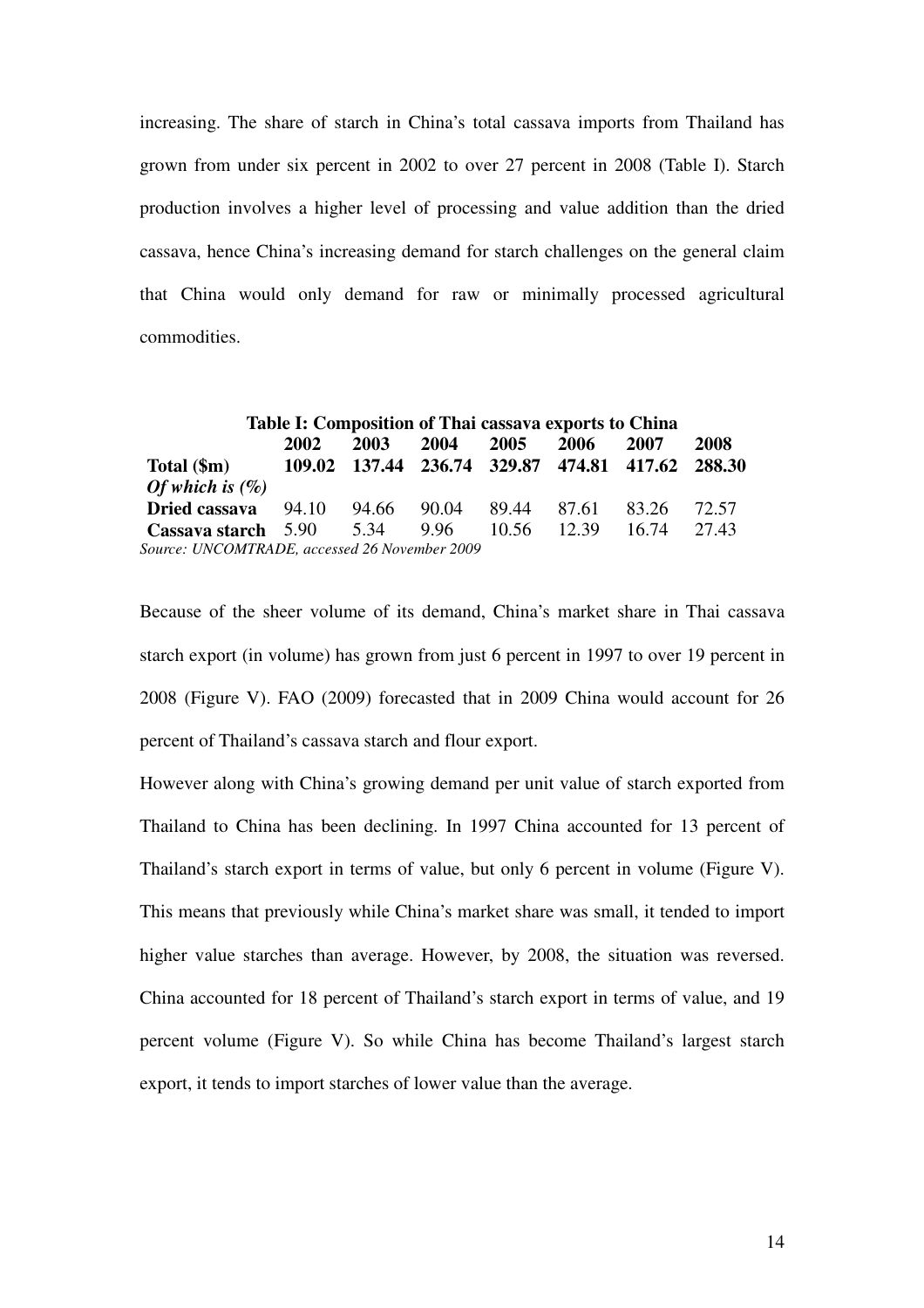increasing. The share of starch in China's total cassava imports from Thailand has grown from under six percent in 2002 to over 27 percent in 2008 (Table I). Starch production involves a higher level of processing and value addition than the dried cassava, hence China's increasing demand for starch challenges on the general claim that China would only demand for raw or minimally processed agricultural commodities.

**Table I: Composition of Thai cassava exports to China**

| | 2002 | 2003 | 2004 | 2005 | 2006 | 2007 | 2008 |
|---|---|---|---|---|---|---|---|
| **Total ($m)** | **109.02** | **137.44** | **236.74** | **329.87** | **474.81** | **417.62** | **288.30** |
| ***Of which is (%)*** | | | | | | | |
| **Dried cassava** | 94.10 | 94.66 | 90.04 | 89.44 | 87.61 | 83.26 | 72.57 |
| **Cassava starch** | 5.90 | 5.34 | 9.96 | 10.56 | 12.39 | 16.74 | 27.43 |

*Source: UNCOMTRADE, accessed 26 November 2009*

Because of the sheer volume of its demand, China's market share in Thai cassava starch export (in volume) has grown from just 6 percent in 1997 to over 19 percent in 2008 (Figure V). FAO (2009) forecasted that in 2009 China would account for 26 percent of Thailand's cassava starch and flour export.

However along with China's growing demand per unit value of starch exported from Thailand to China has been declining. In 1997 China accounted for 13 percent of Thailand's starch export in terms of value, but only 6 percent in volume (Figure V). This means that previously while China's market share was small, it tended to import higher value starches than average. However, by 2008, the situation was reversed. China accounted for 18 percent of Thailand's starch export in terms of value, and 19 percent volume (Figure V). So while China has become Thailand's largest starch export, it tends to import starches of lower value than the average.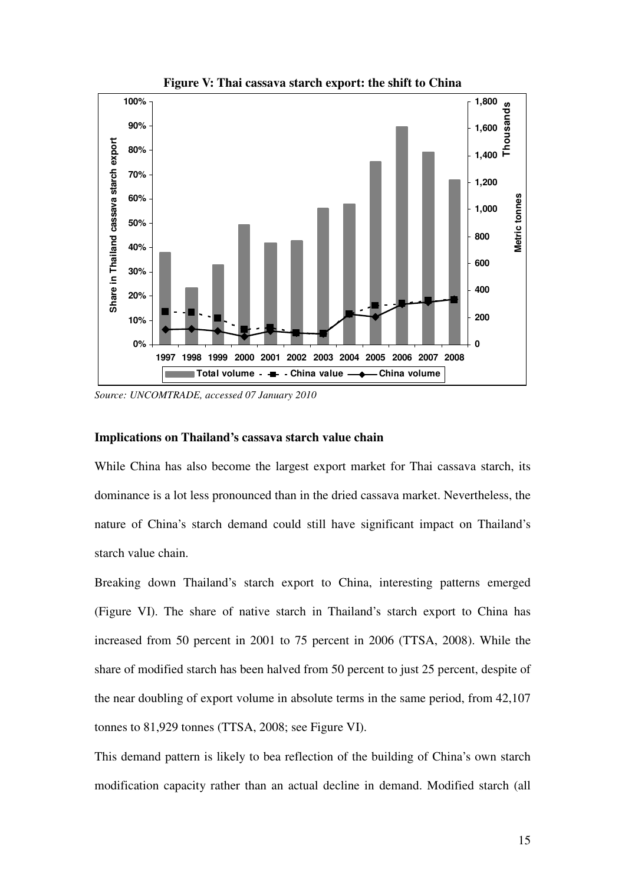**Figure V: Thai cassava starch export: the shift to China**

*Source: UNCOMTRADE, accessed 07 January 2010*

**Implications on Thailand's cassava starch value chain**

While China has also become the largest export market for Thai cassava starch, its dominance is a lot less pronounced than in the dried cassava market. Nevertheless, the nature of China's starch demand could still have significant impact on Thailand's starch value chain.

Breaking down Thailand's starch export to China, interesting patterns emerged (Figure VI). The share of native starch in Thailand's starch export to China has increased from 50 percent in 2001 to 75 percent in 2006 (TTSA, 2008). While the share of modified starch has been halved from 50 percent to just 25 percent, despite of the near doubling of export volume in absolute terms in the same period, from 42,107 tonnes to 81,929 tonnes (TTSA, 2008; see Figure VI).

This demand pattern is likely to bea reflection of the building of China's own starch modification capacity rather than an actual decline in demand. Modified starch (all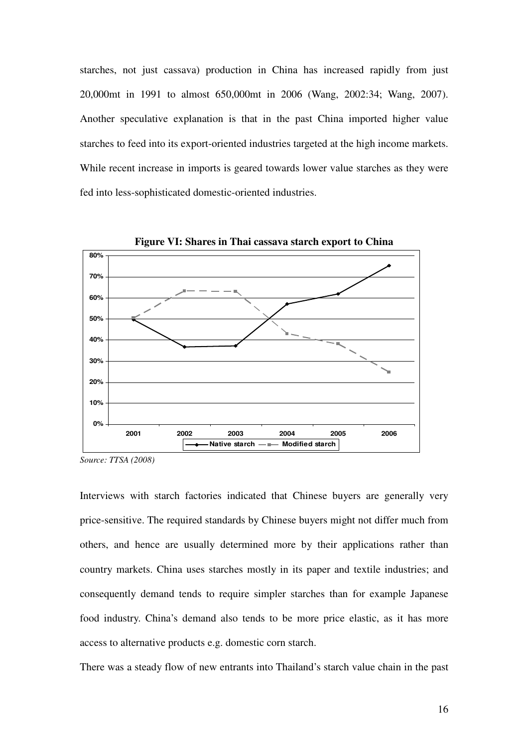starches, not just cassava) production in China has increased rapidly from just 20,000mt in 1991 to almost 650,000mt in 2006 (Wang, 2002:34; Wang, 2007). Another speculative explanation is that in the past China imported higher value starches to feed into its export-oriented industries targeted at the high income markets. While recent increase in imports is geared towards lower value starches as they were fed into less-sophisticated domestic-oriented industries.

**Figure VI: Shares in Thai cassava starch export to China**

*Source: TTSA (2008)*

Interviews with starch factories indicated that Chinese buyers are generally very price-sensitive. The required standards by Chinese buyers might not differ much from others, and hence are usually determined more by their applications rather than country markets. China uses starches mostly in its paper and textile industries; and consequently demand tends to require simpler starches than for example Japanese food industry. China's demand also tends to be more price elastic, as it has more access to alternative products e.g. domestic corn starch.

There was a steady flow of new entrants into Thailand's starch value chain in the past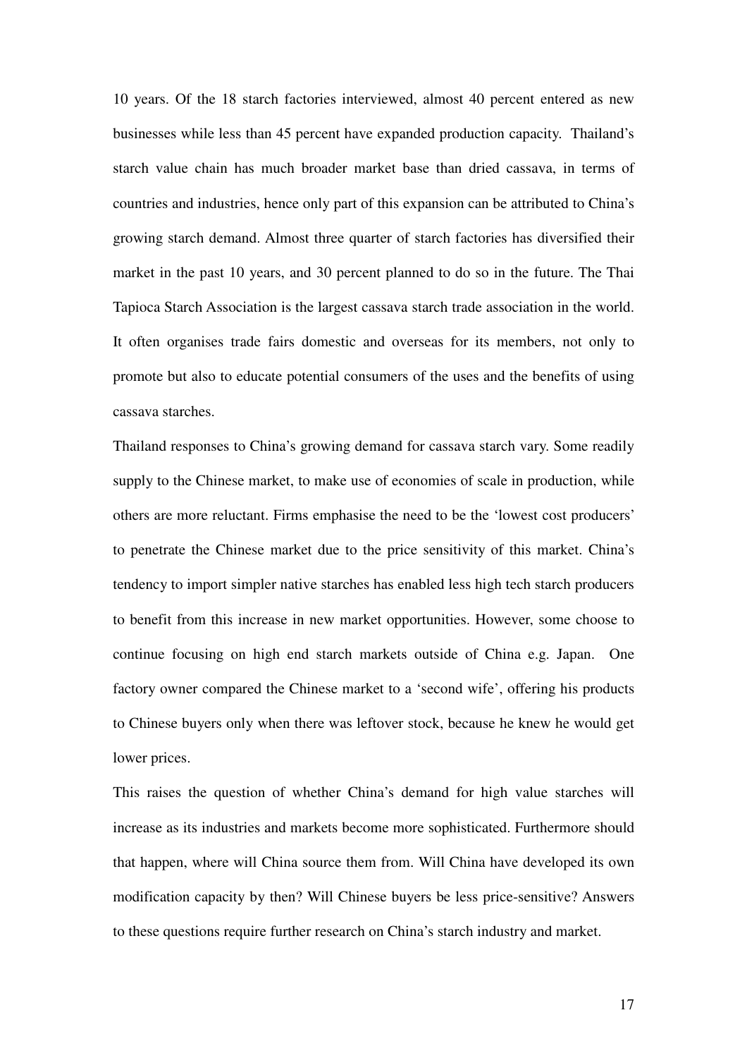10 years. Of the 18 starch factories interviewed, almost 40 percent entered as new businesses while less than 45 percent have expanded production capacity. Thailand's starch value chain has much broader market base than dried cassava, in terms of countries and industries, hence only part of this expansion can be attributed to China's growing starch demand. Almost three quarter of starch factories has diversified their market in the past 10 years, and 30 percent planned to do so in the future. The Thai Tapioca Starch Association is the largest cassava starch trade association in the world. It often organises trade fairs domestic and overseas for its members, not only to promote but also to educate potential consumers of the uses and the benefits of using cassava starches.

Thailand responses to China's growing demand for cassava starch vary. Some readily supply to the Chinese market, to make use of economies of scale in production, while others are more reluctant. Firms emphasise the need to be the 'lowest cost producers' to penetrate the Chinese market due to the price sensitivity of this market. China's tendency to import simpler native starches has enabled less high tech starch producers to benefit from this increase in new market opportunities. However, some choose to continue focusing on high end starch markets outside of China e.g. Japan. One factory owner compared the Chinese market to a 'second wife', offering his products to Chinese buyers only when there was leftover stock, because he knew he would get lower prices.

This raises the question of whether China's demand for high value starches will increase as its industries and markets become more sophisticated. Furthermore should that happen, where will China source them from. Will China have developed its own modification capacity by then? Will Chinese buyers be less price-sensitive? Answers to these questions require further research on China's starch industry and market.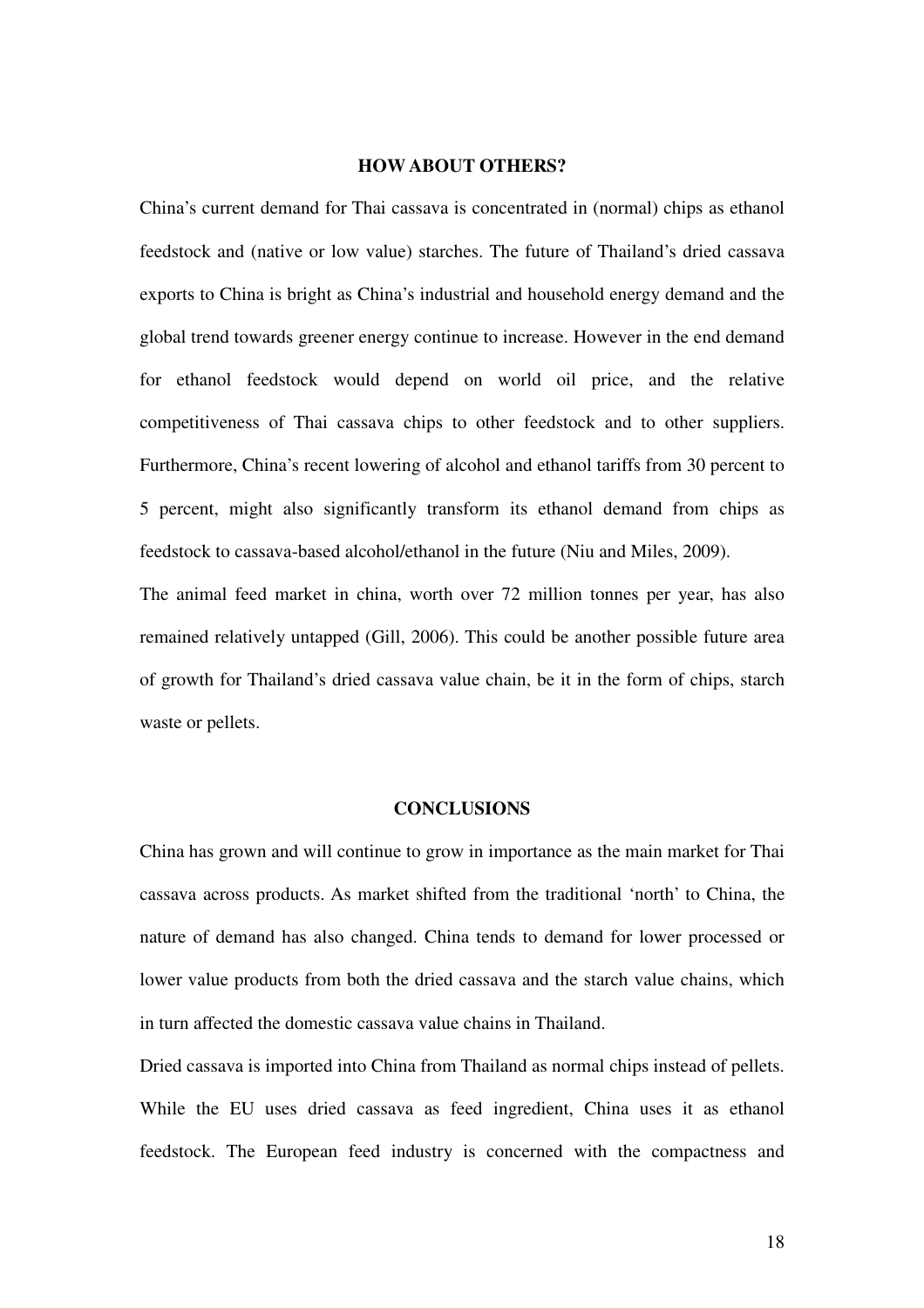## HOW ABOUT OTHERS?

China's current demand for Thai cassava is concentrated in (normal) chips as ethanol feedstock and (native or low value) starches. The future of Thailand's dried cassava exports to China is bright as China's industrial and household energy demand and the global trend towards greener energy continue to increase. However in the end demand for ethanol feedstock would depend on world oil price, and the relative competitiveness of Thai cassava chips to other feedstock and to other suppliers. Furthermore, China's recent lowering of alcohol and ethanol tariffs from 30 percent to 5 percent, might also significantly transform its ethanol demand from chips as feedstock to cassava-based alcohol/ethanol in the future (Niu and Miles, 2009).

The animal feed market in china, worth over 72 million tonnes per year, has also remained relatively untapped (Gill, 2006). This could be another possible future area of growth for Thailand's dried cassava value chain, be it in the form of chips, starch waste or pellets.

## CONCLUSIONS

China has grown and will continue to grow in importance as the main market for Thai cassava across products. As market shifted from the traditional 'north' to China, the nature of demand has also changed. China tends to demand for lower processed or lower value products from both the dried cassava and the starch value chains, which in turn affected the domestic cassava value chains in Thailand.

Dried cassava is imported into China from Thailand as normal chips instead of pellets. While the EU uses dried cassava as feed ingredient, China uses it as ethanol feedstock. The European feed industry is concerned with the compactness and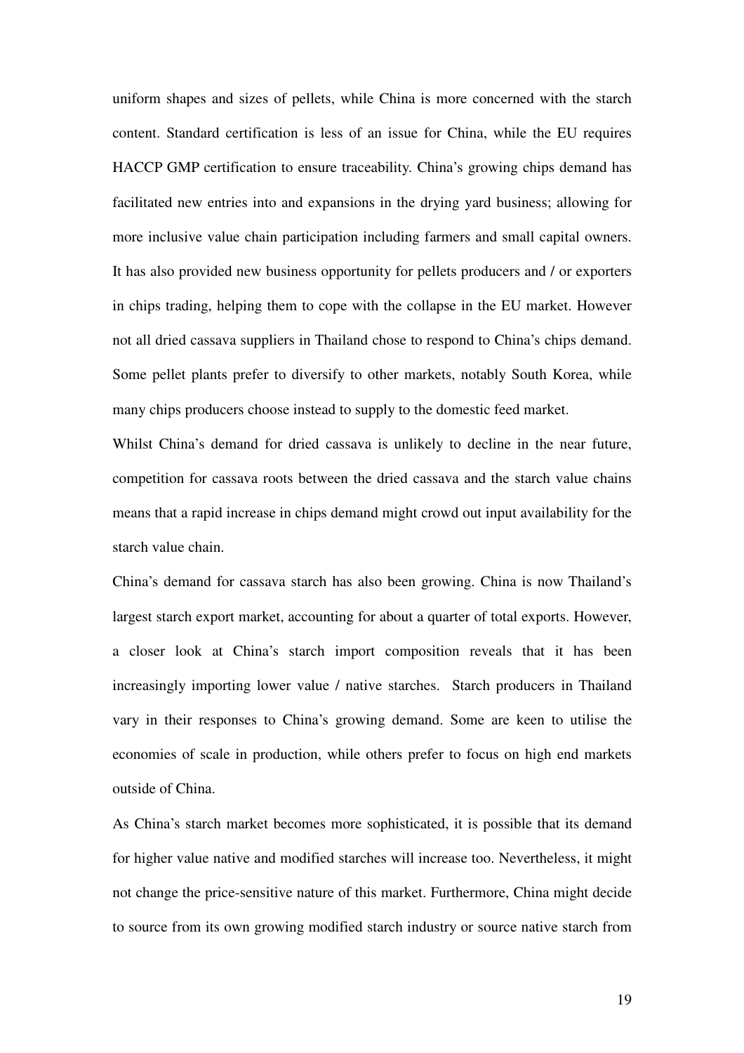uniform shapes and sizes of pellets, while China is more concerned with the starch content. Standard certification is less of an issue for China, while the EU requires HACCP GMP certification to ensure traceability. China's growing chips demand has facilitated new entries into and expansions in the drying yard business; allowing for more inclusive value chain participation including farmers and small capital owners. It has also provided new business opportunity for pellets producers and / or exporters in chips trading, helping them to cope with the collapse in the EU market. However not all dried cassava suppliers in Thailand chose to respond to China's chips demand. Some pellet plants prefer to diversify to other markets, notably South Korea, while many chips producers choose instead to supply to the domestic feed market.

Whilst China's demand for dried cassava is unlikely to decline in the near future, competition for cassava roots between the dried cassava and the starch value chains means that a rapid increase in chips demand might crowd out input availability for the starch value chain.

China's demand for cassava starch has also been growing. China is now Thailand's largest starch export market, accounting for about a quarter of total exports. However, a closer look at China's starch import composition reveals that it has been increasingly importing lower value / native starches. Starch producers in Thailand vary in their responses to China's growing demand. Some are keen to utilise the economies of scale in production, while others prefer to focus on high end markets outside of China.

As China's starch market becomes more sophisticated, it is possible that its demand for higher value native and modified starches will increase too. Nevertheless, it might not change the price-sensitive nature of this market. Furthermore, China might decide to source from its own growing modified starch industry or source native starch from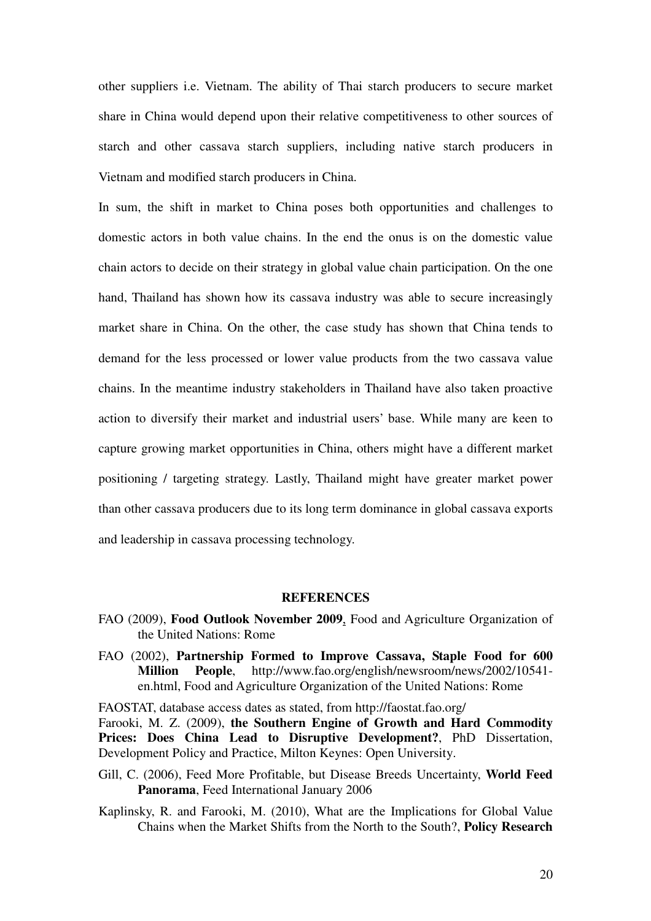other suppliers i.e. Vietnam. The ability of Thai starch producers to secure market share in China would depend upon their relative competitiveness to other sources of starch and other cassava starch suppliers, including native starch producers in Vietnam and modified starch producers in China.

In sum, the shift in market to China poses both opportunities and challenges to domestic actors in both value chains. In the end the onus is on the domestic value chain actors to decide on their strategy in global value chain participation. On the one hand, Thailand has shown how its cassava industry was able to secure increasingly market share in China. On the other, the case study has shown that China tends to demand for the less processed or lower value products from the two cassava value chains. In the meantime industry stakeholders in Thailand have also taken proactive action to diversify their market and industrial users' base. While many are keen to capture growing market opportunities in China, others might have a different market positioning / targeting strategy. Lastly, Thailand might have greater market power than other cassava producers due to its long term dominance in global cassava exports and leadership in cassava processing technology.

## REFERENCES

FAO (2009), **Food Outlook November 2009**, Food and Agriculture Organization of the United Nations: Rome

FAO (2002), **Partnership Formed to Improve Cassava, Staple Food for 600 Million People**, http://www.fao.org/english/newsroom/news/2002/10541-en.html, Food and Agriculture Organization of the United Nations: Rome

FAOSTAT, database access dates as stated, from http://faostat.fao.org/

Farooki, M. Z. (2009), **the Southern Engine of Growth and Hard Commodity Prices: Does China Lead to Disruptive Development?**, PhD Dissertation, Development Policy and Practice, Milton Keynes: Open University.

Gill, C. (2006), Feed More Profitable, but Disease Breeds Uncertainty, **World Feed Panorama**, Feed International January 2006

Kaplinsky, R. and Farooki, M. (2010), What are the Implications for Global Value Chains when the Market Shifts from the North to the South?, **Policy Research**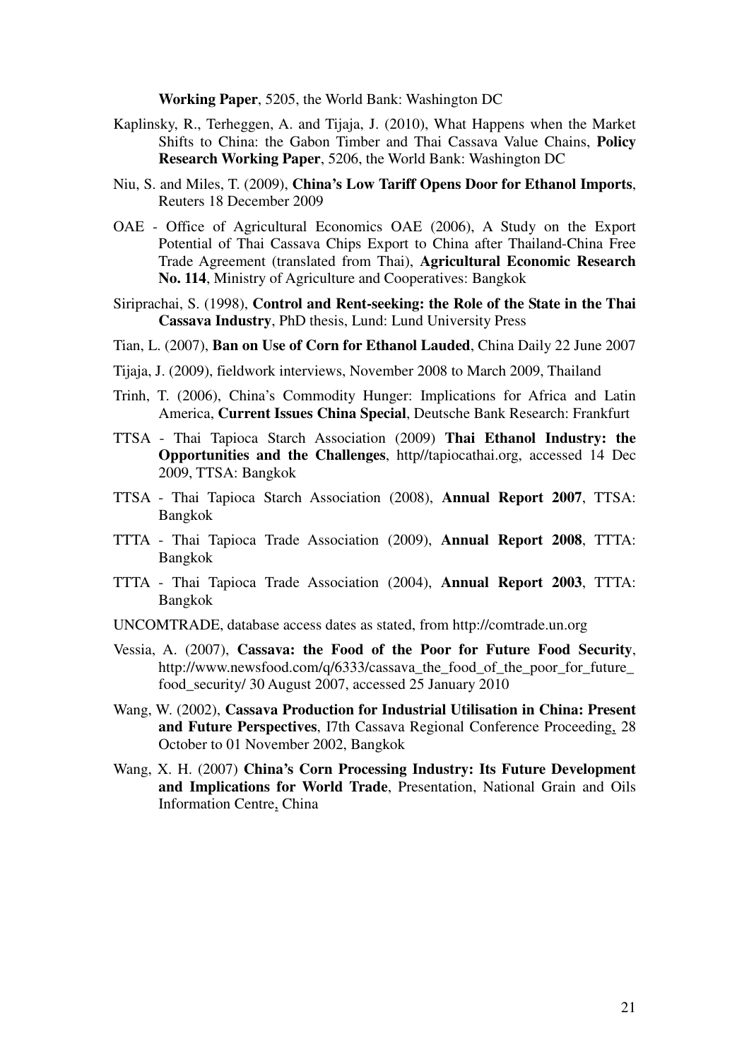**Working Paper**, 5205, the World Bank: Washington DC

Kaplinsky, R., Terheggen, A. and Tijaja, J. (2010), What Happens when the Market Shifts to China: the Gabon Timber and Thai Cassava Value Chains, **Policy Research Working Paper**, 5206, the World Bank: Washington DC

Niu, S. and Miles, T. (2009), **China's Low Tariff Opens Door for Ethanol Imports**, Reuters 18 December 2009

OAE - Office of Agricultural Economics OAE (2006), A Study on the Export Potential of Thai Cassava Chips Export to China after Thailand-China Free Trade Agreement (translated from Thai), **Agricultural Economic Research No. 114**, Ministry of Agriculture and Cooperatives: Bangkok

Siriprachai, S. (1998), **Control and Rent-seeking: the Role of the State in the Thai Cassava Industry**, PhD thesis, Lund: Lund University Press

Tian, L. (2007), **Ban on Use of Corn for Ethanol Lauded**, China Daily 22 June 2007

Tijaja, J. (2009), fieldwork interviews, November 2008 to March 2009, Thailand

Trinh, T. (2006), China's Commodity Hunger: Implications for Africa and Latin America, **Current Issues China Special**, Deutsche Bank Research: Frankfurt

TTSA - Thai Tapioca Starch Association (2009) **Thai Ethanol Industry: the Opportunities and the Challenges**, http//tapiocathai.org, accessed 14 Dec 2009, TTSA: Bangkok

TTSA - Thai Tapioca Starch Association (2008), **Annual Report 2007**, TTSA: Bangkok

TTTA - Thai Tapioca Trade Association (2009), **Annual Report 2008**, TTTA: Bangkok

TTTA - Thai Tapioca Trade Association (2004), **Annual Report 2003**, TTTA: Bangkok

UNCOMTRADE, database access dates as stated, from http://comtrade.un.org

Vessia, A. (2007), **Cassava: the Food of the Poor for Future Food Security**, http://www.newsfood.com/q/6333/cassava_the_food_of_the_poor_for_future_food_security/ 30 August 2007, accessed 25 January 2010

Wang, W. (2002), **Cassava Production for Industrial Utilisation in China: Present and Future Perspectives**, I7th Cassava Regional Conference Proceeding, 28 October to 01 November 2002, Bangkok

Wang, X. H. (2007) **China's Corn Processing Industry: Its Future Development and Implications for World Trade**, Presentation, National Grain and Oils Information Centre, China